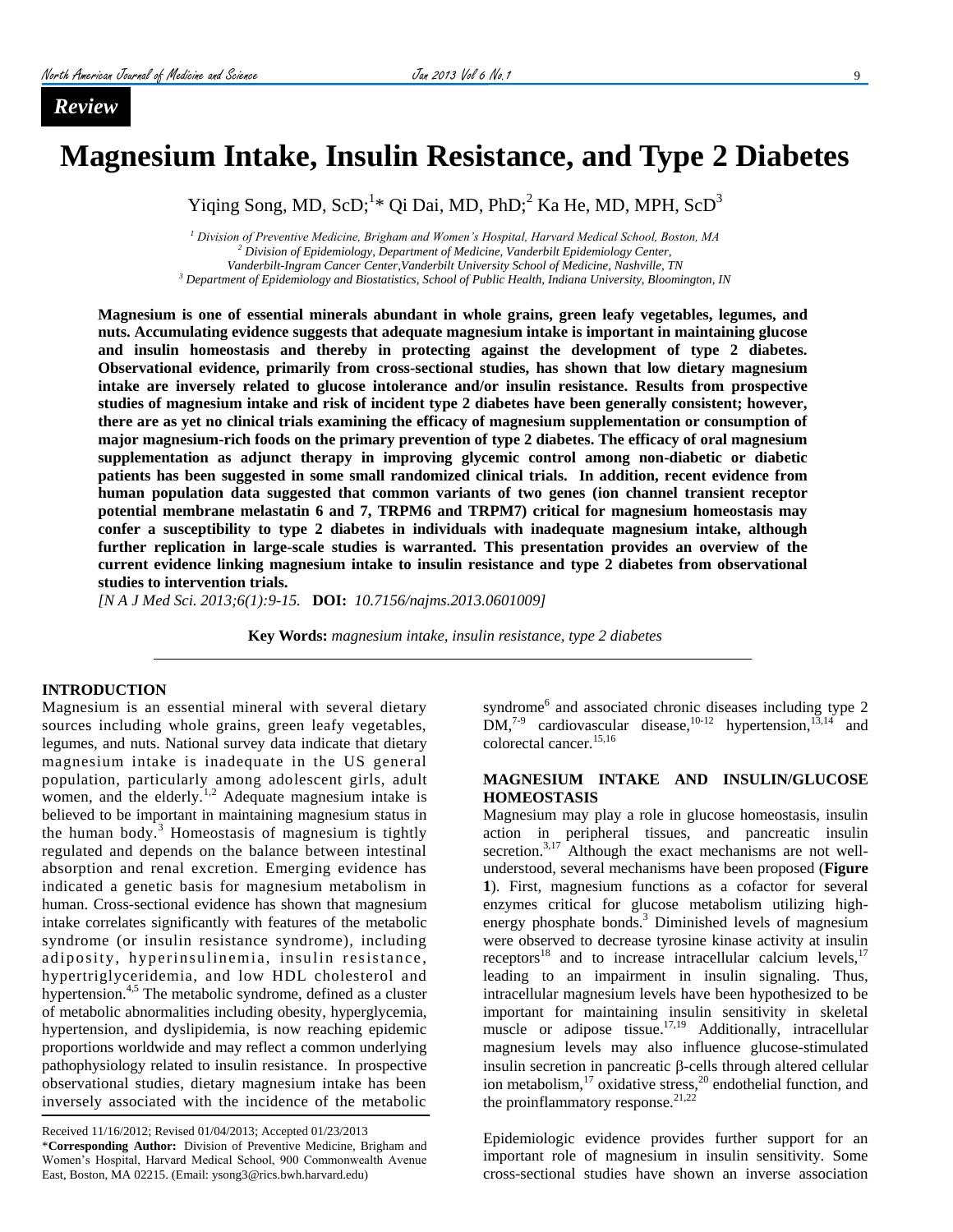*Review*

# Magnesium Intake, Insulin Resistance, and Type 2 Diabetes

Yiqing Song, MD, ScD;[1]* Qi Dai, MD, PhD;[2] Ka He, MD, MPH, ScD[3]

[1] *Division of Preventive Medicine, Brigham and Women's Hospital, Harvard Medical School, Boston, MA*
[2] *Division of Epidemiology, Department of Medicine, Vanderbilt Epidemiology Center, Vanderbilt-Ingram Cancer Center, Vanderbilt University School of Medicine, Nashville, TN*
[3] *Department of Epidemiology and Biostatistics, School of Public Health, Indiana University, Bloomington, IN*

**Magnesium is one of essential minerals abundant in whole grains, green leafy vegetables, legumes, and nuts. Accumulating evidence suggests that adequate magnesium intake is important in maintaining glucose and insulin homeostasis and thereby in protecting against the development of type 2 diabetes. Observational evidence, primarily from cross-sectional studies, has shown that low dietary magnesium intake are inversely related to glucose intolerance and/or insulin resistance. Results from prospective studies of magnesium intake and risk of incident type 2 diabetes have been generally consistent; however, there are as yet no clinical trials examining the efficacy of magnesium supplementation or consumption of major magnesium-rich foods on the primary prevention of type 2 diabetes. The efficacy of oral magnesium supplementation as adjunct therapy in improving glycemic control among non-diabetic or diabetic patients has been suggested in some small randomized clinical trials. In addition, recent evidence from human population data suggested that common variants of two genes (ion channel transient receptor potential membrane melastatin 6 and 7, TRPM6 and TRPM7) critical for magnesium homeostasis may confer a susceptibility to type 2 diabetes in individuals with inadequate magnesium intake, although further replication in large-scale studies is warranted. This presentation provides an overview of the current evidence linking magnesium intake to insulin resistance and type 2 diabetes from observational studies to intervention trials.**

*[N A J Med Sci. 2013;6(1):9-15.* **DOI:** *10.7156/najms.2013.0601009]*

**Key Words:** *magnesium intake, insulin resistance, type 2 diabetes*

## INTRODUCTION

Magnesium is an essential mineral with several dietary sources including whole grains, green leafy vegetables, legumes, and nuts. National survey data indicate that dietary magnesium intake is inadequate in the US general population, particularly among adolescent girls, adult women, and the elderly.[1,2] Adequate magnesium intake is believed to be important in maintaining magnesium status in the human body.[3] Homeostasis of magnesium is tightly regulated and depends on the balance between intestinal absorption and renal excretion. Emerging evidence has indicated a genetic basis for magnesium metabolism in human. Cross-sectional evidence has shown that magnesium intake correlates significantly with features of the metabolic syndrome (or insulin resistance syndrome), including adiposity, hyperinsulinemia, insulin resistance, hypertriglyceridemia, and low HDL cholesterol and hypertension.[4,5] The metabolic syndrome, defined as a cluster of metabolic abnormalities including obesity, hyperglycemia, hypertension, and dyslipidemia, is now reaching epidemic proportions worldwide and may reflect a common underlying pathophysiology related to insulin resistance. In prospective observational studies, dietary magnesium intake has been inversely associated with the incidence of the metabolic syndrome[6] and associated chronic diseases including type 2 DM,[7-9] cardiovascular disease,[10-12] hypertension,[13,14] and colorectal cancer.[15,16]

## MAGNESIUM INTAKE AND INSULIN/GLUCOSE HOMEOSTASIS

Magnesium may play a role in glucose homeostasis, insulin action in peripheral tissues, and pancreatic insulin secretion.[3,17] Although the exact mechanisms are not well-understood, several mechanisms have been proposed (**Figure 1**). First, magnesium functions as a cofactor for several enzymes critical for glucose metabolism utilizing high-energy phosphate bonds.[3] Diminished levels of magnesium were observed to decrease tyrosine kinase activity at insulin receptors[18] and to increase intracellular calcium levels,[17] leading to an impairment in insulin signaling. Thus, intracellular magnesium levels have been hypothesized to be important for maintaining insulin sensitivity in skeletal muscle or adipose tissue.[17,19] Additionally, intracellular magnesium levels may also influence glucose-stimulated insulin secretion in pancreatic β-cells through altered cellular ion metabolism,[17] oxidative stress,[20] endothelial function, and the proinflammatory response.[21,22]

Epidemiologic evidence provides further support for an important role of magnesium in insulin sensitivity. Some cross-sectional studies have shown an inverse association

Received 11/16/2012; Revised 01/04/2013; Accepted 01/23/2013
***Corresponding Author:** Division of Preventive Medicine, Brigham and Women's Hospital, Harvard Medical School, 900 Commonwealth Avenue East, Boston, MA 02215. (Email: ysong3@rics.bwh.harvard.edu)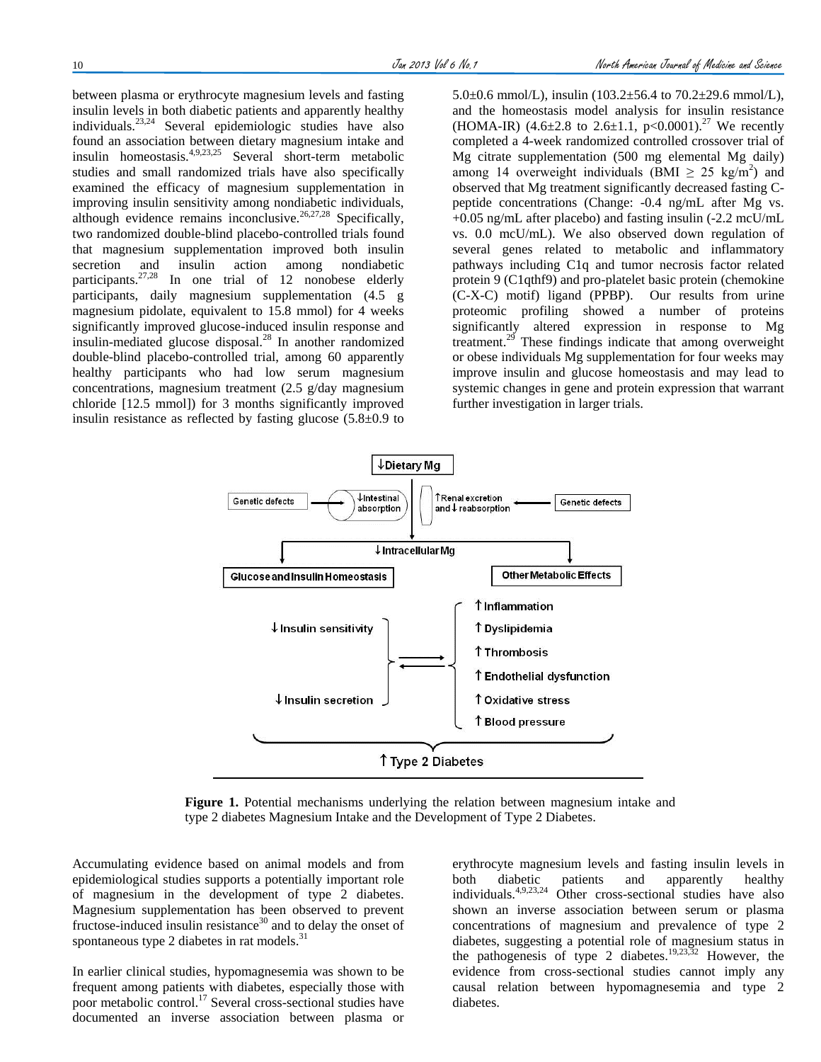between plasma or erythrocyte magnesium levels and fasting insulin levels in both diabetic patients and apparently healthy individuals.[23,24] Several epidemiologic studies have also found an association between dietary magnesium intake and insulin homeostasis.[4,9,23,25] Several short-term metabolic studies and small randomized trials have also specifically examined the efficacy of magnesium supplementation in improving insulin sensitivity among nondiabetic individuals, although evidence remains inconclusive.[26,27,28] Specifically, two randomized double-blind placebo-controlled trials found that magnesium supplementation improved both insulin secretion and insulin action among nondiabetic participants.[27,28] In one trial of 12 nonobese elderly participants, daily magnesium supplementation (4.5 g magnesium pidolate, equivalent to 15.8 mmol) for 4 weeks significantly improved glucose-induced insulin response and insulin-mediated glucose disposal.[28] In another randomized double-blind placebo-controlled trial, among 60 apparently healthy participants who had low serum magnesium concentrations, magnesium treatment (2.5 g/day magnesium chloride [12.5 mmol]) for 3 months significantly improved insulin resistance as reflected by fasting glucose (5.8±0.9 to 5.0±0.6 mmol/L), insulin (103.2±56.4 to 70.2±29.6 mmol/L), and the homeostasis model analysis for insulin resistance (HOMA-IR) (4.6±2.8 to 2.6±1.1, $p<0.0001$).[27] We recently completed a 4-week randomized controlled crossover trial of Mg citrate supplementation (500 mg elemental Mg daily) among 14 overweight individuals ($BMI \geq 25$ kg/m$^2$) and observed that Mg treatment significantly decreased fasting C-peptide concentrations (Change: -0.4 ng/mL after Mg vs. +0.05 ng/mL after placebo) and fasting insulin (-2.2 mcU/mL vs. 0.0 mcU/mL). We also observed down regulation of several genes related to metabolic and inflammatory pathways including C1q and tumor necrosis factor related protein 9 (C1qthf9) and pro-platelet basic protein (chemokine (C-X-C) motif) ligand (PPBP). Our results from urine proteomic profiling showed a number of proteins significantly altered expression in response to Mg treatment.[29] These findings indicate that among overweight or obese individuals Mg supplementation for four weeks may improve insulin and glucose homeostasis and may lead to systemic changes in gene and protein expression that warrant further investigation in larger trials.

**Figure 1.** Potential mechanisms underlying the relation between magnesium intake and type 2 diabetes Magnesium Intake and the Development of Type 2 Diabetes.

Accumulating evidence based on animal models and from epidemiological studies supports a potentially important role of magnesium in the development of type 2 diabetes. Magnesium supplementation has been observed to prevent fructose-induced insulin resistance[30] and to delay the onset of spontaneous type 2 diabetes in rat models.[31]

In earlier clinical studies, hypomagnesemia was shown to be frequent among patients with diabetes, especially those with poor metabolic control.[17] Several cross-sectional studies have documented an inverse association between plasma or erythrocyte magnesium levels and fasting insulin levels in both diabetic patients and apparently healthy individuals.[4,9,23,24] Other cross-sectional studies have also shown an inverse association between serum or plasma concentrations of magnesium and prevalence of type 2 diabetes, suggesting a potential role of magnesium status in the pathogenesis of type 2 diabetes.[19,23,32] However, the evidence from cross-sectional studies cannot imply any causal relation between hypomagnesemia and type 2 diabetes.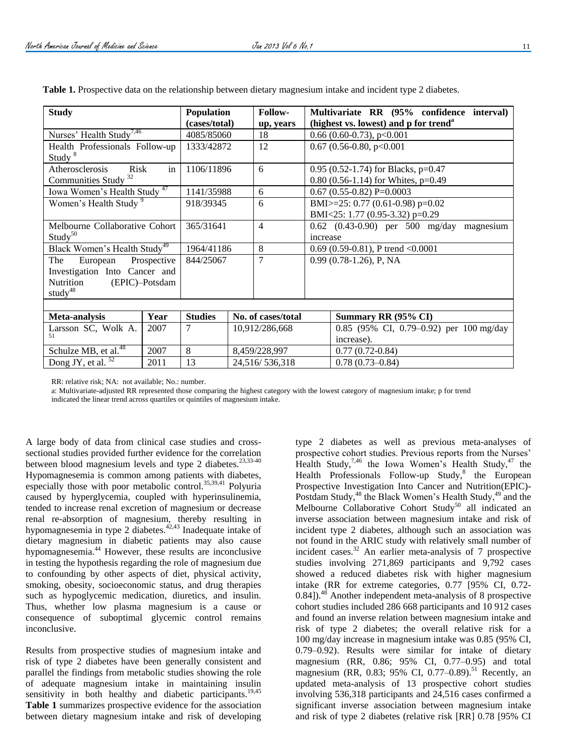**Table 1.** Prospective data on the relationship between dietary magnesium intake and incident type 2 diabetes.

| Study | Population (cases/total) | Follow-up, years | Multivariate RR (95% confidence interval) (highest vs. lowest) and p for trend[a] |
|---|---|---|---|
| Nurses' Health Study[7,46] | 4085/85060 | 18 | 0.66 (0.60-0.73), p<0.001 |
| Health Professionals Follow-up Study[8] | 1333/42872 | 12 | 0.67 (0.56-0.80, p<0.001 |
| Atherosclerosis Risk in Communities Study[32] | 1106/11896 | 6 | 0.95 (0.52-1.74) for Blacks, p=0.47<br>0.80 (0.56-1.14) for Whites, p=0.49 |
| Iowa Women's Health Study[47] | 1141/35988 | 6 | 0.67 (0.55-0.82) P=0.0003 |
| Women's Health Study[9] | 918/39345 | 6 | BMI>=25: 0.77 (0.61-0.98) p=0.02<br>BMI<25: 1.77 (0.95-3.32) p=0.29 |
| Melbourne Collaborative Cohort Study[50] | 365/31641 | 4 | 0.62 (0.43-0.90) per 500 mg/day magnesium increase |
| Black Women's Health Study[49] | 1964/41186 | 8 | 0.69 (0.59-0.81), P trend <0.0001 |
| The European Prospective Investigation Into Cancer and Nutrition (EPIC)–Potsdam study[48] | 844/25067 | 7 | 0.99 (0.78-1.26), P, NA |

| Meta-analysis | Year | Studies | No. of cases/total | Summary RR (95% CI) |
|---|---|---|---|---|
| Larsson SC, Wolk A.[51] | 2007 | 7 | 10,912/286,668 | 0.85 (95% CI, 0.79–0.92) per 100 mg/day increase). |
| Schulze MB, et al.[48] | 2007 | 8 | 8,459/228,997 | 0.77 (0.72-0.84) |
| Dong JY, et al.[52] | 2011 | 13 | 24,516/ 536,318 | 0.78 (0.73–0.84) |

RR: relative risk; NA: not available; No.: number.

a: Multivariate-adjusted RR represented those comparing the highest category with the lowest category of magnesium intake; p for trend indicated the linear trend across quartiles or quintiles of magnesium intake.

A large body of data from clinical case studies and cross-sectional studies provided further evidence for the correlation between blood magnesium levels and type 2 diabetes.[23,33-40] Hypomagnesemia is common among patients with diabetes, especially those with poor metabolic control.[35,39,41] Polyuria caused by hyperglycemia, coupled with hyperinsulinemia, tended to increase renal excretion of magnesium or decrease renal re-absorption of magnesium, thereby resulting in hypomagnesemia in type 2 diabetes.[42,43] Inadequate intake of dietary magnesium in diabetic patients may also cause hypomagnesemia.[44] However, these results are inconclusive in testing the hypothesis regarding the role of magnesium due to confounding by other aspects of diet, physical activity, smoking, obesity, socioeconomic status, and drug therapies such as hypoglycemic medication, diuretics, and insulin. Thus, whether low plasma magnesium is a cause or consequence of suboptimal glycemic control remains inconclusive.

Results from prospective studies of magnesium intake and risk of type 2 diabetes have been generally consistent and parallel the findings from metabolic studies showing the role of adequate magnesium intake in maintaining insulin sensitivity in both healthy and diabetic participants.[19,45] **Table 1** summarizes prospective evidence for the association between dietary magnesium intake and risk of developing type 2 diabetes as well as previous meta-analyses of prospective cohort studies. Previous reports from the Nurses' Health Study,[7,46] the Iowa Women's Health Study,[47] the Health Professionals Follow-up Study,[8] the European Prospective Investigation Into Cancer and Nutrition(EPIC)-Postdam Study,[48] the Black Women's Health Study,[49] and the Melbourne Collaborative Cohort Study[50] all indicated an inverse association between magnesium intake and risk of incident type 2 diabetes, although such an association was not found in the ARIC study with relatively small number of incident cases.[32] An earlier meta-analysis of 7 prospective studies involving 271,869 participants and 9,792 cases showed a reduced diabetes risk with higher magnesium intake (RR for extreme categories, 0.77 [95% CI, 0.72-0.84]).[48] Another independent meta-analysis of 8 prospective cohort studies included 286 668 participants and 10 912 cases and found an inverse relation between magnesium intake and risk of type 2 diabetes; the overall relative risk for a 100 mg/day increase in magnesium intake was 0.85 (95% CI, 0.79–0.92). Results were similar for intake of dietary magnesium (RR, 0.86; 95% CI, 0.77–0.95) and total magnesium (RR, 0.83; 95% CI, 0.77–0.89).[51] Recently, an updated meta-analysis of 13 prospective cohort studies involving 536,318 participants and 24,516 cases confirmed a significant inverse association between magnesium intake and risk of type 2 diabetes (relative risk [RR] 0.78 [95% CI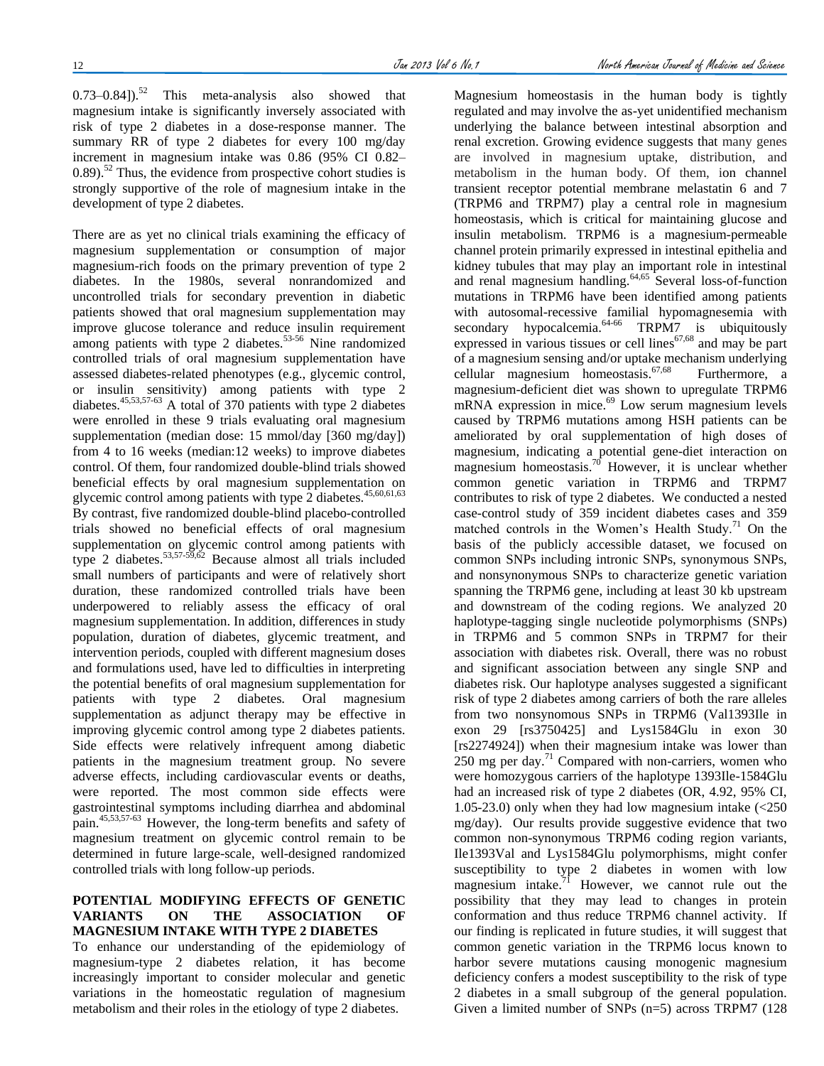0.73–0.84]).[52] This meta-analysis also showed that magnesium intake is significantly inversely associated with risk of type 2 diabetes in a dose-response manner. The summary RR of type 2 diabetes for every 100 mg/day increment in magnesium intake was 0.86 (95% CI 0.82–0.89).[52] Thus, the evidence from prospective cohort studies is strongly supportive of the role of magnesium intake in the development of type 2 diabetes.

There are as yet no clinical trials examining the efficacy of magnesium supplementation or consumption of major magnesium-rich foods on the primary prevention of type 2 diabetes. In the 1980s, several nonrandomized and uncontrolled trials for secondary prevention in diabetic patients showed that oral magnesium supplementation may improve glucose tolerance and reduce insulin requirement among patients with type 2 diabetes.[53-56] Nine randomized controlled trials of oral magnesium supplementation have assessed diabetes-related phenotypes (e.g., glycemic control, or insulin sensitivity) among patients with type 2 diabetes.[45,53,57-63] A total of 370 patients with type 2 diabetes were enrolled in these 9 trials evaluating oral magnesium supplementation (median dose: 15 mmol/day [360 mg/day]) from 4 to 16 weeks (median:12 weeks) to improve diabetes control. Of them, four randomized double-blind trials showed beneficial effects by oral magnesium supplementation on glycemic control among patients with type 2 diabetes.[45,60,61,63] By contrast, five randomized double-blind placebo-controlled trials showed no beneficial effects of oral magnesium supplementation on glycemic control among patients with type 2 diabetes.[53,57-59,62] Because almost all trials included small numbers of participants and were of relatively short duration, these randomized controlled trials have been underpowered to reliably assess the efficacy of oral magnesium supplementation. In addition, differences in study population, duration of diabetes, glycemic treatment, and intervention periods, coupled with different magnesium doses and formulations used, have led to difficulties in interpreting the potential benefits of oral magnesium supplementation for patients with type 2 diabetes. Oral magnesium supplementation as adjunct therapy may be effective in improving glycemic control among type 2 diabetes patients. Side effects were relatively infrequent among diabetic patients in the magnesium treatment group. No severe adverse effects, including cardiovascular events or deaths, were reported. The most common side effects were gastrointestinal symptoms including diarrhea and abdominal pain.[45,53,57-63] However, the long-term benefits and safety of magnesium treatment on glycemic control remain to be determined in future large-scale, well-designed randomized controlled trials with long follow-up periods.

## POTENTIAL MODIFYING EFFECTS OF GENETIC VARIANTS ON THE ASSOCIATION OF MAGNESIUM INTAKE WITH TYPE 2 DIABETES

To enhance our understanding of the epidemiology of magnesium-type 2 diabetes relation, it has become increasingly important to consider molecular and genetic variations in the homeostatic regulation of magnesium metabolism and their roles in the etiology of type 2 diabetes.

Magnesium homeostasis in the human body is tightly regulated and may involve the as-yet unidentified mechanism underlying the balance between intestinal absorption and renal excretion. Growing evidence suggests that many genes are involved in magnesium uptake, distribution, and metabolism in the human body. Of them, ion channel transient receptor potential membrane melastatin 6 and 7 (TRPM6 and TRPM7) play a central role in magnesium homeostasis, which is critical for maintaining glucose and insulin metabolism. TRPM6 is a magnesium-permeable channel protein primarily expressed in intestinal epithelia and kidney tubules that may play an important role in intestinal and renal magnesium handling.[64,65] Several loss-of-function mutations in TRPM6 have been identified among patients with autosomal-recessive familial hypomagnesemia with secondary hypocalcemia.[64-66] TRPM7 is ubiquitously expressed in various tissues or cell lines[67,68] and may be part of a magnesium sensing and/or uptake mechanism underlying cellular magnesium homeostasis.[67,68] Furthermore, a magnesium-deficient diet was shown to upregulate TRPM6 mRNA expression in mice.[69] Low serum magnesium levels caused by TRPM6 mutations among HSH patients can be ameliorated by oral supplementation of high doses of magnesium, indicating a potential gene-diet interaction on magnesium homeostasis.[70] However, it is unclear whether common genetic variation in TRPM6 and TRPM7 contributes to risk of type 2 diabetes. We conducted a nested case-control study of 359 incident diabetes cases and 359 matched controls in the Women's Health Study.[71] On the basis of the publicly accessible dataset, we focused on common SNPs including intronic SNPs, synonymous SNPs, and nonsynonymous SNPs to characterize genetic variation spanning the TRPM6 gene, including at least 30 kb upstream and downstream of the coding regions. We analyzed 20 haplotype-tagging single nucleotide polymorphisms (SNPs) in TRPM6 and 5 common SNPs in TRPM7 for their association with diabetes risk. Overall, there was no robust and significant association between any single SNP and diabetes risk. Our haplotype analyses suggested a significant risk of type 2 diabetes among carriers of both the rare alleles from two nonsynonymous SNPs in TRPM6 (Val1393Ile in exon 29 [rs3750425] and Lys1584Glu in exon 30 [rs2274924]) when their magnesium intake was lower than 250 mg per day.[71] Compared with non-carriers, women who were homozygous carriers of the haplotype 1393Ile-1584Glu had an increased risk of type 2 diabetes (OR, 4.92, 95% CI, 1.05-23.0) only when they had low magnesium intake (<250 mg/day). Our results provide suggestive evidence that two common non-synonymous TRPM6 coding region variants, Ile1393Val and Lys1584Glu polymorphisms, might confer susceptibility to type 2 diabetes in women with low magnesium intake.[71] However, we cannot rule out the possibility that they may lead to changes in protein conformation and thus reduce TRPM6 channel activity. If our finding is replicated in future studies, it will suggest that common genetic variation in the TRPM6 locus known to harbor severe mutations causing monogenic magnesium deficiency confers a modest susceptibility to the risk of type 2 diabetes in a small subgroup of the general population. Given a limited number of SNPs (n=5) across TRPM7 (128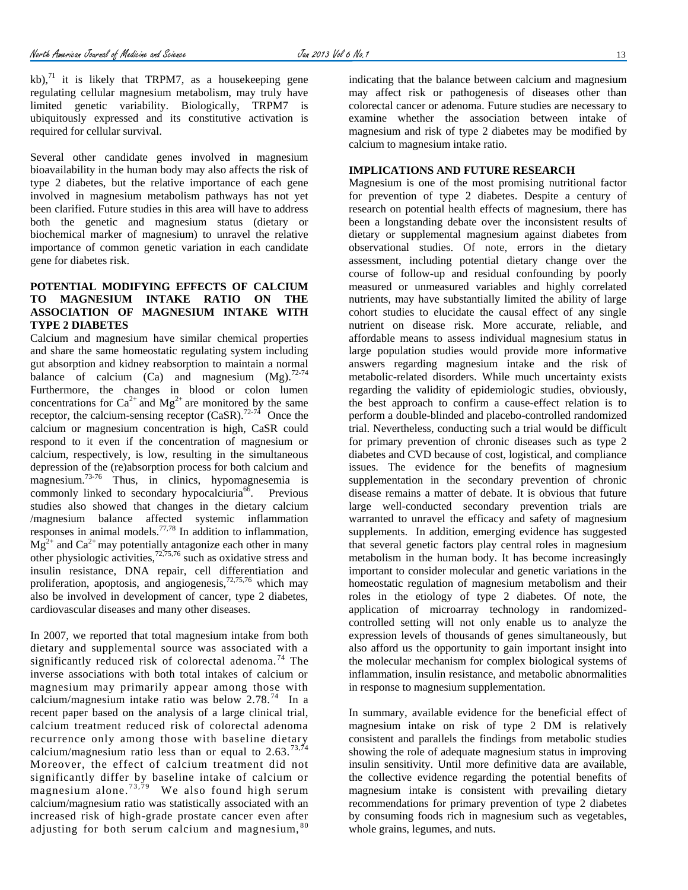kb),[71] it is likely that TRPM7, as a housekeeping gene regulating cellular magnesium metabolism, may truly have limited genetic variability. Biologically, TRPM7 is ubiquitously expressed and its constitutive activation is required for cellular survival.

Several other candidate genes involved in magnesium bioavailability in the human body may also affects the risk of type 2 diabetes, but the relative importance of each gene involved in magnesium metabolism pathways has not yet been clarified. Future studies in this area will have to address both the genetic and magnesium status (dietary or biochemical marker of magnesium) to unravel the relative importance of common genetic variation in each candidate gene for diabetes risk.

## POTENTIAL MODIFYING EFFECTS OF CALCIUM TO MAGNESIUM INTAKE RATIO ON THE ASSOCIATION OF MAGNESIUM INTAKE WITH TYPE 2 DIABETES

Calcium and magnesium have similar chemical properties and share the same homeostatic regulating system including gut absorption and kidney reabsorption to maintain a normal balance of calcium (Ca) and magnesium (Mg).[72-74] Furthermore, the changes in blood or colon lumen concentrations for $Ca^{2+}$ and $Mg^{2+}$ are monitored by the same receptor, the calcium-sensing receptor (CaSR).[72-74] Once the calcium or magnesium concentration is high, CaSR could respond to it even if the concentration of magnesium or calcium, respectively, is low, resulting in the simultaneous depression of the (re)absorption process for both calcium and magnesium.[73-76] Thus, in clinics, hypomagnesemia is commonly linked to secondary hypocalciuria[66]. Previous studies also showed that changes in the dietary calcium /magnesium balance affected systemic inflammation responses in animal models.[77,78] In addition to inflammation, $Mg^{2+}$ and $Ca^{2+}$ may potentially antagonize each other in many other physiologic activities,[72,75,76] such as oxidative stress and insulin resistance, DNA repair, cell differentiation and proliferation, apoptosis, and angiogenesis,[72,75,76] which may also be involved in development of cancer, type 2 diabetes, cardiovascular diseases and many other diseases.

In 2007, we reported that total magnesium intake from both dietary and supplemental source was associated with a significantly reduced risk of colorectal adenoma.[74] The inverse associations with both total intakes of calcium or magnesium may primarily appear among those with calcium/magnesium intake ratio was below 2.78.[74] In a recent paper based on the analysis of a large clinical trial, calcium treatment reduced risk of colorectal adenoma recurrence only among those with baseline dietary calcium/magnesium ratio less than or equal to 2.63.[73,74] Moreover, the effect of calcium treatment did not significantly differ by baseline intake of calcium or magnesium alone.[73,79] We also found high serum calcium/magnesium ratio was statistically associated with an increased risk of high-grade prostate cancer even after adjusting for both serum calcium and magnesium,[80] indicating that the balance between calcium and magnesium may affect risk or pathogenesis of diseases other than colorectal cancer or adenoma. Future studies are necessary to examine whether the association between intake of magnesium and risk of type 2 diabetes may be modified by calcium to magnesium intake ratio.

## IMPLICATIONS AND FUTURE RESEARCH

Magnesium is one of the most promising nutritional factor for prevention of type 2 diabetes. Despite a century of research on potential health effects of magnesium, there has been a longstanding debate over the inconsistent results of dietary or supplemental magnesium against diabetes from observational studies. Of note, errors in the dietary assessment, including potential dietary change over the course of follow-up and residual confounding by poorly measured or unmeasured variables and highly correlated nutrients, may have substantially limited the ability of large cohort studies to elucidate the causal effect of any single nutrient on disease risk. More accurate, reliable, and affordable means to assess individual magnesium status in large population studies would provide more informative answers regarding magnesium intake and the risk of metabolic-related disorders. While much uncertainty exists regarding the validity of epidemiologic studies, obviously, the best approach to confirm a cause-effect relation is to perform a double-blinded and placebo-controlled randomized trial. Nevertheless, conducting such a trial would be difficult for primary prevention of chronic diseases such as type 2 diabetes and CVD because of cost, logistical, and compliance issues. The evidence for the benefits of magnesium supplementation in the secondary prevention of chronic disease remains a matter of debate. It is obvious that future large well-conducted secondary prevention trials are warranted to unravel the efficacy and safety of magnesium supplements. In addition, emerging evidence has suggested that several genetic factors play central roles in magnesium metabolism in the human body. It has become increasingly important to consider molecular and genetic variations in the homeostatic regulation of magnesium metabolism and their roles in the etiology of type 2 diabetes. Of note, the application of microarray technology in randomized-controlled setting will not only enable us to analyze the expression levels of thousands of genes simultaneously, but also afford us the opportunity to gain important insight into the molecular mechanism for complex biological systems of inflammation, insulin resistance, and metabolic abnormalities in response to magnesium supplementation.

In summary, available evidence for the beneficial effect of magnesium intake on risk of type 2 DM is relatively consistent and parallels the findings from metabolic studies showing the role of adequate magnesium status in improving insulin sensitivity. Until more definitive data are available, the collective evidence regarding the potential benefits of magnesium intake is consistent with prevailing dietary recommendations for primary prevention of type 2 diabetes by consuming foods rich in magnesium such as vegetables, whole grains, legumes, and nuts.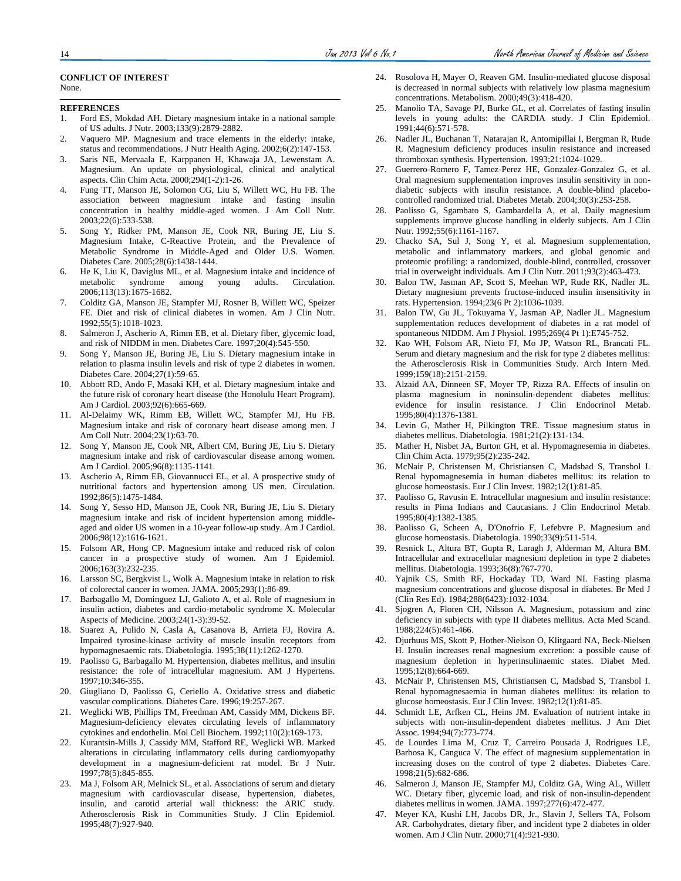**CONFLICT OF INTEREST**

None.

**REFERENCES**

1. Ford ES, Mokdad AH. Dietary magnesium intake in a national sample of US adults. J Nutr. 2003;133(9):2879-2882.
2. Vaquero MP. Magnesium and trace elements in the elderly: intake, status and recommendations. J Nutr Health Aging. 2002;6(2):147-153.
3. Saris NE, Mervaala E, Karppanen H, Khawaja JA, Lewenstam A. Magnesium. An update on physiological, clinical and analytical aspects. Clin Chim Acta. 2000;294(1-2):1-26.
4. Fung TT, Manson JE, Solomon CG, Liu S, Willett WC, Hu FB. The association between magnesium intake and fasting insulin concentration in healthy middle-aged women. J Am Coll Nutr. 2003;22(6):533-538.
5. Song Y, Ridker PM, Manson JE, Cook NR, Buring JE, Liu S. Magnesium Intake, C-Reactive Protein, and the Prevalence of Metabolic Syndrome in Middle-Aged and Older U.S. Women. Diabetes Care. 2005;28(6):1438-1444.
6. He K, Liu K, Daviglus ML, et al. Magnesium intake and incidence of metabolic syndrome among young adults. Circulation. 2006;113(13):1675-1682.
7. Colditz GA, Manson JE, Stampfer MJ, Rosner B, Willett WC, Speizer FE. Diet and risk of clinical diabetes in women. Am J Clin Nutr. 1992;55(5):1018-1023.
8. Salmeron J, Ascherio A, Rimm EB, et al. Dietary fiber, glycemic load, and risk of NIDDM in men. Diabetes Care. 1997;20(4):545-550.
9. Song Y, Manson JE, Buring JE, Liu S. Dietary magnesium intake in relation to plasma insulin levels and risk of type 2 diabetes in women. Diabetes Care. 2004;27(1):59-65.
10. Abbott RD, Ando F, Masaki KH, et al. Dietary magnesium intake and the future risk of coronary heart disease (the Honolulu Heart Program). Am J Cardiol. 2003;92(6):665-669.
11. Al-Delaimy WK, Rimm EB, Willett WC, Stampfer MJ, Hu FB. Magnesium intake and risk of coronary heart disease among men. J Am Coll Nutr. 2004;23(1):63-70.
12. Song Y, Manson JE, Cook NR, Albert CM, Buring JE, Liu S. Dietary magnesium intake and risk of cardiovascular disease among women. Am J Cardiol. 2005;96(8):1135-1141.
13. Ascherio A, Rimm EB, Giovannucci EL, et al. A prospective study of nutritional factors and hypertension among US men. Circulation. 1992;86(5):1475-1484.
14. Song Y, Sesso HD, Manson JE, Cook NR, Buring JE, Liu S. Dietary magnesium intake and risk of incident hypertension among middle-aged and older US women in a 10-year follow-up study. Am J Cardiol. 2006;98(12):1616-1621.
15. Folsom AR, Hong CP. Magnesium intake and reduced risk of colon cancer in a prospective study of women. Am J Epidemiol. 2006;163(3):232-235.
16. Larsson SC, Bergkvist L, Wolk A. Magnesium intake in relation to risk of colorectal cancer in women. JAMA. 2005;293(1):86-89.
17. Barbagallo M, Dominguez LJ, Galioto A, et al. Role of magnesium in insulin action, diabetes and cardio-metabolic syndrome X. Molecular Aspects of Medicine. 2003;24(1-3):39-52.
18. Suarez A, Pulido N, Casla A, Casanova B, Arrieta FJ, Rovira A. Impaired tyrosine-kinase activity of muscle insulin receptors from hypomagnesaemic rats. Diabetologia. 1995;38(11):1262-1270.
19. Paolisso G, Barbagallo M. Hypertension, diabetes mellitus, and insulin resistance: the role of intracellular magnesium. AM J Hypertens. 1997;10:346-355.
20. Giugliano D, Paolisso G, Ceriello A. Oxidative stress and diabetic vascular complications. Diabetes Care. 1996;19:257-267.
21. Weglicki WB, Phillips TM, Freedman AM, Cassidy MM, Dickens BF. Magnesium-deficiency elevates circulating levels of inflammatory cytokines and endothelin. Mol Cell Biochem. 1992;110(2):169-173.
22. Kurantsin-Mills J, Cassidy MM, Stafford RE, Weglicki WB. Marked alterations in circulating inflammatory cells during cardiomyopathy development in a magnesium-deficient rat model. Br J Nutr. 1997;78(5):845-855.
23. Ma J, Folsom AR, Melnick SL, et al. Associations of serum and dietary magnesium with cardiovascular disease, hypertension, diabetes, insulin, and carotid arterial wall thickness: the ARIC study. Atherosclerosis Risk in Communities Study. J Clin Epidemiol. 1995;48(7):927-940.
24. Rosolova H, Mayer O, Reaven GM. Insulin-mediated glucose disposal is decreased in normal subjects with relatively low plasma magnesium concentrations. Metabolism. 2000;49(3):418-420.
25. Manolio TA, Savage PJ, Burke GL, et al. Correlates of fasting insulin levels in young adults: the CARDIA study. J Clin Epidemiol. 1991;44(6):571-578.
26. Nadler JL, Buchanan T, Natarajan R, Antomipillai I, Bergman R, Rude R. Magnesium deficiency produces insulin resistance and increased thromboxan synthesis. Hypertension. 1993;21:1024-1029.
27. Guerrero-Romero F, Tamez-Perez HE, Gonzalez-Gonzalez G, et al. Oral magnesium supplementation improves insulin sensitivity in non-diabetic subjects with insulin resistance. A double-blind placebo-controlled randomized trial. Diabetes Metab. 2004;30(3):253-258.
28. Paolisso G, Sgambato S, Gambardella A, et al. Daily magnesium supplements improve glucose handling in elderly subjects. Am J Clin Nutr. 1992;55(6):1161-1167.
29. Chacko SA, Sul J, Song Y, et al. Magnesium supplementation, metabolic and inflammatory markers, and global genomic and proteomic profiling: a randomized, double-blind, controlled, crossover trial in overweight individuals. Am J Clin Nutr. 2011;93(2):463-473.
30. Balon TW, Jasman AP, Scott S, Meehan WP, Rude RK, Nadler JL. Dietary magnesium prevents fructose-induced insulin insensitivity in rats. Hypertension. 1994;23(6 Pt 2):1036-1039.
31. Balon TW, Gu JL, Tokuyama Y, Jasman AP, Nadler JL. Magnesium supplementation reduces development of diabetes in a rat model of spontaneous NIDDM. Am J Physiol. 1995;269(4 Pt 1):E745-752.
32. Kao WH, Folsom AR, Nieto FJ, Mo JP, Watson RL, Brancati FL. Serum and dietary magnesium and the risk for type 2 diabetes mellitus: the Atherosclerosis Risk in Communities Study. Arch Intern Med. 1999;159(18):2151-2159.
33. Alzaid AA, Dinneen SF, Moyer TP, Rizza RA. Effects of insulin on plasma magnesium in noninsulin-dependent diabetes mellitus: evidence for insulin resistance. J Clin Endocrinol Metab. 1995;80(4):1376-1381.
34. Levin G, Mather H, Pilkington TRE. Tissue magnesium status in diabetes mellitus. Diabetologia. 1981;21(2):131-134.
35. Mather H, Nisbet JA, Burton GH, et al. Hypomagnesemia in diabetes. Clin Chim Acta. 1979;95(2):235-242.
36. McNair P, Christensen M, Christiansen C, Madsbad S, Transbol I. Renal hypomagnesemia in human diabetes mellitus: its relation to glucose homeostasis. Eur J Clin Invest. 1982;12(1):81-85.
37. Paolisso G, Ravusin E. Intracellular magnesium and insulin resistance: results in Pima Indians and Caucasians. J Clin Endocrinol Metab. 1995;80(4):1382-1385.
38. Paolisso G, Scheen A, D'Onofrio F, Lefebvre P. Magnesium and glucose homeostasis. Diabetologia. 1990;33(9):511-514.
39. Resnick L, Altura BT, Gupta R, Laragh J, Alderman M, Altura BM. Intracellular and extracellular magnesium depletion in type 2 diabetes mellitus. Diabetologia. 1993;36(8):767-770.
40. Yajnik CS, Smith RF, Hockaday TD, Ward NI. Fasting plasma magnesium concentrations and glucose disposal in diabetes. Br Med J (Clin Res Ed). 1984;288(6423):1032-1034.
41. Sjogren A, Floren CH, Nilsson A. Magnesium, potassium and zinc deficiency in subjects with type II diabetes mellitus. Acta Med Scand. 1988;224(5):461-466.
42. Djurhuus MS, Skott P, Hother-Nielson O, Klitgaard NA, Beck-Nielsen H. Insulin increases renal magnesium excretion: a possible cause of magnesium depletion in hyperinsulinaemic states. Diabet Med. 1995;12(8):664-669.
43. McNair P, Christensen MS, Christiansen C, Madsbad S, Transbol I. Renal hypomagnesaemia in human diabetes mellitus: its relation to glucose homeostasis. Eur J Clin Invest. 1982;12(1):81-85.
44. Schmidt LE, Arfken CL, Heins JM. Evaluation of nutrient intake in subjects with non-insulin-dependent diabetes mellitus. J Am Diet Assoc. 1994;94(7):773-774.
45. de Lourdes Lima M, Cruz T, Carreiro Pousada J, Rodrigues LE, Barbosa K, Canguca V. The effect of magnesium supplementation in increasing doses on the control of type 2 diabetes. Diabetes Care. 1998;21(5):682-686.
46. Salmeron J, Manson JE, Stampfer MJ, Colditz GA, Wing AL, Willett WC. Dietary fiber, glycemic load, and risk of non-insulin-dependent diabetes mellitus in women. JAMA. 1997;277(6):472-477.
47. Meyer KA, Kushi LH, Jacobs DR, Jr., Slavin J, Sellers TA, Folsom AR. Carbohydrates, dietary fiber, and incident type 2 diabetes in older women. Am J Clin Nutr. 2000;71(4):921-930.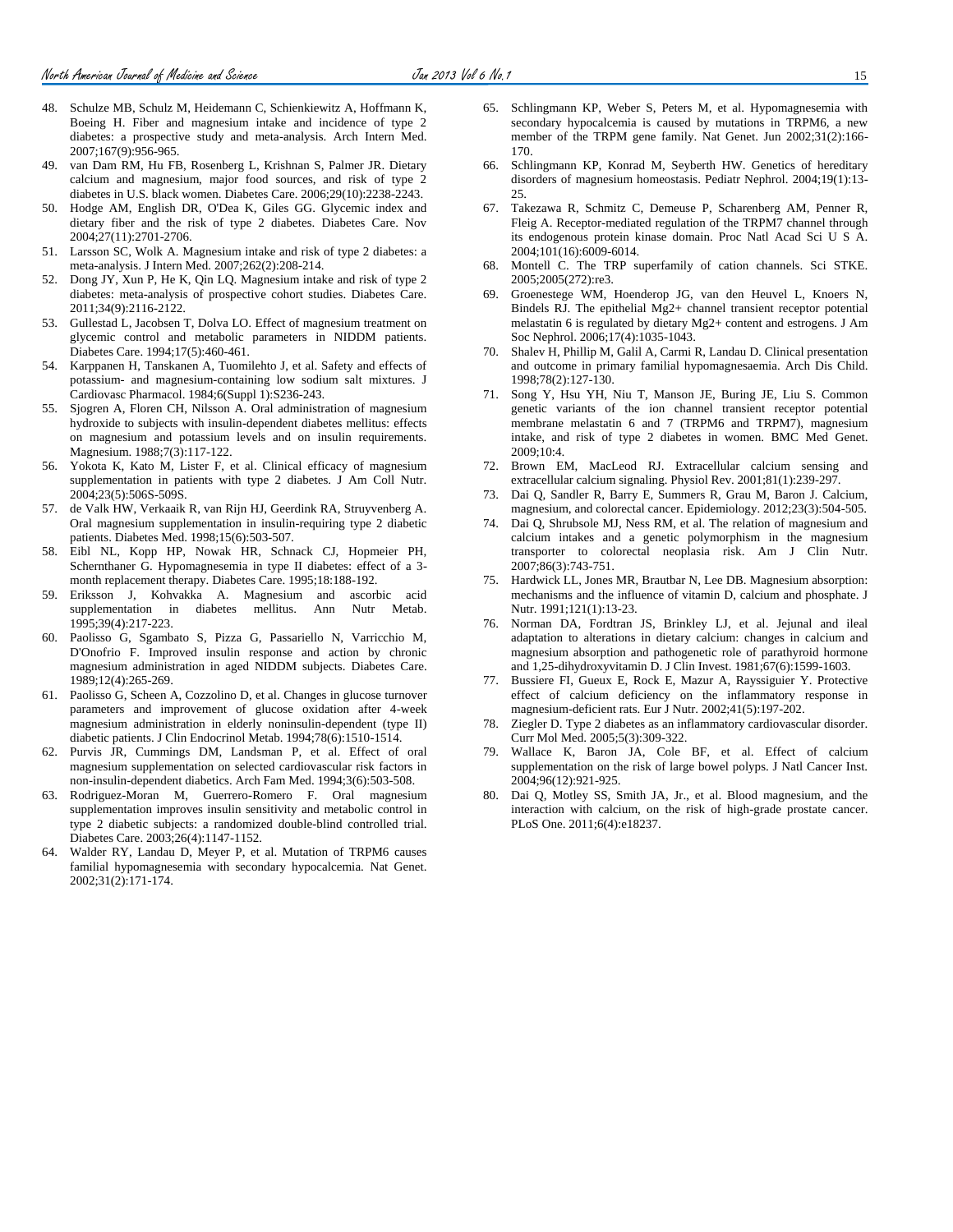48. Schulze MB, Schulz M, Heidemann C, Schienkiewitz A, Hoffmann K, Boeing H. Fiber and magnesium intake and incidence of type 2 diabetes: a prospective study and meta-analysis. Arch Intern Med. 2007;167(9):956-965.
49. van Dam RM, Hu FB, Rosenberg L, Krishnan S, Palmer JR. Dietary calcium and magnesium, major food sources, and risk of type 2 diabetes in U.S. black women. Diabetes Care. 2006;29(10):2238-2243.
50. Hodge AM, English DR, O'Dea K, Giles GG. Glycemic index and dietary fiber and the risk of type 2 diabetes. Diabetes Care. Nov 2004;27(11):2701-2706.
51. Larsson SC, Wolk A. Magnesium intake and risk of type 2 diabetes: a meta-analysis. J Intern Med. 2007;262(2):208-214.
52. Dong JY, Xun P, He K, Qin LQ. Magnesium intake and risk of type 2 diabetes: meta-analysis of prospective cohort studies. Diabetes Care. 2011;34(9):2116-2122.
53. Gullestad L, Jacobsen T, Dolva LO. Effect of magnesium treatment on glycemic control and metabolic parameters in NIDDM patients. Diabetes Care. 1994;17(5):460-461.
54. Karppanen H, Tanskanen A, Tuomilehto J, et al. Safety and effects of potassium- and magnesium-containing low sodium salt mixtures. J Cardiovasc Pharmacol. 1984;6(Suppl 1):S236-243.
55. Sjogren A, Floren CH, Nilsson A. Oral administration of magnesium hydroxide to subjects with insulin-dependent diabetes mellitus: effects on magnesium and potassium levels and on insulin requirements. Magnesium. 1988;7(3):117-122.
56. Yokota K, Kato M, Lister F, et al. Clinical efficacy of magnesium supplementation in patients with type 2 diabetes. J Am Coll Nutr. 2004;23(5):506S-509S.
57. de Valk HW, Verkaaik R, van Rijn HJ, Geerdink RA, Struyvenberg A. Oral magnesium supplementation in insulin-requiring type 2 diabetic patients. Diabetes Med. 1998;15(6):503-507.
58. Eibl NL, Kopp HP, Nowak HR, Schnack CJ, Hopmeier PH, Schernthaner G. Hypomagnesemia in type II diabetes: effect of a 3-month replacement therapy. Diabetes Care. 1995;18:188-192.
59. Eriksson J, Kohvakka A. Magnesium and ascorbic acid supplementation in diabetes mellitus. Ann Nutr Metab. 1995;39(4):217-223.
60. Paolisso G, Sgambato S, Pizza G, Passariello N, Varricchio M, D'Onofrio F. Improved insulin response and action by chronic magnesium administration in aged NIDDM subjects. Diabetes Care. 1989;12(4):265-269.
61. Paolisso G, Scheen A, Cozzolino D, et al. Changes in glucose turnover parameters and improvement of glucose oxidation after 4-week magnesium administration in elderly noninsulin-dependent (type II) diabetic patients. J Clin Endocrinol Metab. 1994;78(6):1510-1514.
62. Purvis JR, Cummings DM, Landsman P, et al. Effect of oral magnesium supplementation on selected cardiovascular risk factors in non-insulin-dependent diabetics. Arch Fam Med. 1994;3(6):503-508.
63. Rodriguez-Moran M, Guerrero-Romero F. Oral magnesium supplementation improves insulin sensitivity and metabolic control in type 2 diabetic subjects: a randomized double-blind controlled trial. Diabetes Care. 2003;26(4):1147-1152.
64. Walder RY, Landau D, Meyer P, et al. Mutation of TRPM6 causes familial hypomagnesemia with secondary hypocalcemia. Nat Genet. 2002;31(2):171-174.
65. Schlingmann KP, Weber S, Peters M, et al. Hypomagnesemia with secondary hypocalcemia is caused by mutations in TRPM6, a new member of the TRPM gene family. Nat Genet. Jun 2002;31(2):166-170.
66. Schlingmann KP, Konrad M, Seyberth HW. Genetics of hereditary disorders of magnesium homeostasis. Pediatr Nephrol. 2004;19(1):13-25.
67. Takezawa R, Schmitz C, Demeuse P, Scharenberg AM, Penner R, Fleig A. Receptor-mediated regulation of the TRPM7 channel through its endogenous protein kinase domain. Proc Natl Acad Sci U S A. 2004;101(16):6009-6014.
68. Montell C. The TRP superfamily of cation channels. Sci STKE. 2005;2005(272):re3.
69. Groenestege WM, Hoenderop JG, van den Heuvel L, Knoers N, Bindels RJ. The epithelial Mg2+ channel transient receptor potential melastatin 6 is regulated by dietary Mg2+ content and estrogens. J Am Soc Nephrol. 2006;17(4):1035-1043.
70. Shalev H, Phillip M, Galil A, Carmi R, Landau D. Clinical presentation and outcome in primary familial hypomagnesaemia. Arch Dis Child. 1998;78(2):127-130.
71. Song Y, Hsu YH, Niu T, Manson JE, Buring JE, Liu S. Common genetic variants of the ion channel transient receptor potential membrane melastatin 6 and 7 (TRPM6 and TRPM7), magnesium intake, and risk of type 2 diabetes in women. BMC Med Genet. 2009;10:4.
72. Brown EM, MacLeod RJ. Extracellular calcium sensing and extracellular calcium signaling. Physiol Rev. 2001;81(1):239-297.
73. Dai Q, Sandler R, Barry E, Summers R, Grau M, Baron J. Calcium, magnesium, and colorectal cancer. Epidemiology. 2012;23(3):504-505.
74. Dai Q, Shrubsole MJ, Ness RM, et al. The relation of magnesium and calcium intakes and a genetic polymorphism in the magnesium transporter to colorectal neoplasia risk. Am J Clin Nutr. 2007;86(3):743-751.
75. Hardwick LL, Jones MR, Brautbar N, Lee DB. Magnesium absorption: mechanisms and the influence of vitamin D, calcium and phosphate. J Nutr. 1991;121(1):13-23.
76. Norman DA, Fordtran JS, Brinkley LJ, et al. Jejunal and ileal adaptation to alterations in dietary calcium: changes in calcium and magnesium absorption and pathogenetic role of parathyroid hormone and 1,25-dihydroxyvitamin D. J Clin Invest. 1981;67(6):1599-1603.
77. Bussiere FI, Gueux E, Rock E, Mazur A, Rayssiguier Y. Protective effect of calcium deficiency on the inflammatory response in magnesium-deficient rats. Eur J Nutr. 2002;41(5):197-202.
78. Ziegler D. Type 2 diabetes as an inflammatory cardiovascular disorder. Curr Mol Med. 2005;5(3):309-322.
79. Wallace K, Baron JA, Cole BF, et al. Effect of calcium supplementation on the risk of large bowel polyps. J Natl Cancer Inst. 2004;96(12):921-925.
80. Dai Q, Motley SS, Smith JA, Jr., et al. Blood magnesium, and the interaction with calcium, on the risk of high-grade prostate cancer. PLoS One. 2011;6(4):e18237.